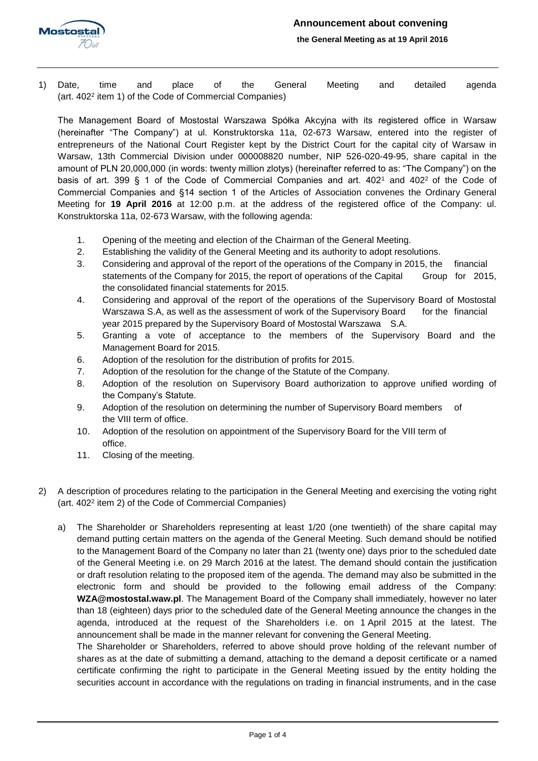# Announcement about convening

**the General Meeting as at 19 April 2016**

1) Date, time and place of the General Meeting and detailed agenda (art. 402[2] item 1) of the Code of Commercial Companies)

The Management Board of Mostostal Warszawa Spółka Akcyjna with its registered office in Warsaw (hereinafter "The Company") at ul. Konstruktorska 11a, 02-673 Warsaw, entered into the register of entrepreneurs of the National Court Register kept by the District Court for the capital city of Warsaw in Warsaw, 13th Commercial Division under 000008820 number, NIP 526-020-49-95, share capital in the amount of PLN 20,000,000 (in words: twenty million zlotys) (hereinafter referred to as: "The Company") on the basis of art. 399 § 1 of the Code of Commercial Companies and art. 402[1] and 402[2] of the Code of Commercial Companies and §14 section 1 of the Articles of Association convenes the Ordinary General Meeting for **19 April 2016** at 12:00 p.m. at the address of the registered office of the Company: ul. Konstruktorska 11a, 02-673 Warsaw, with the following agenda:

1. Opening of the meeting and election of the Chairman of the General Meeting.
2. Establishing the validity of the General Meeting and its authority to adopt resolutions.
3. Considering and approval of the report of the operations of the Company in 2015, the financial statements of the Company for 2015, the report of operations of the Capital Group for 2015, the consolidated financial statements for 2015.
4. Considering and approval of the report of the operations of the Supervisory Board of Mostostal Warszawa S.A, as well as the assessment of work of the Supervisory Board for the financial year 2015 prepared by the Supervisory Board of Mostostal Warszawa S.A.
5. Granting a vote of acceptance to the members of the Supervisory Board and the Management Board for 2015.
6. Adoption of the resolution for the distribution of profits for 2015.
7. Adoption of the resolution for the change of the Statute of the Company.
8. Adoption of the resolution on Supervisory Board authorization to approve unified wording of the Company's Statute.
9. Adoption of the resolution on determining the number of Supervisory Board members of the VIII term of office.
10. Adoption of the resolution on appointment of the Supervisory Board for the VIII term of office.
11. Closing of the meeting.

2) A description of procedures relating to the participation in the General Meeting and exercising the voting right (art. 402[2] item 2) of the Code of Commercial Companies)

a) The Shareholder or Shareholders representing at least 1/20 (one twentieth) of the share capital may demand putting certain matters on the agenda of the General Meeting. Such demand should be notified to the Management Board of the Company no later than 21 (twenty one) days prior to the scheduled date of the General Meeting i.e. on 29 March 2016 at the latest. The demand should contain the justification or draft resolution relating to the proposed item of the agenda. The demand may also be submitted in the electronic form and should be provided to the following email address of the Company: **WZA@mostostal.waw.pl**. The Management Board of the Company shall immediately, however no later than 18 (eighteen) days prior to the scheduled date of the General Meeting announce the changes in the agenda, introduced at the request of the Shareholders i.e. on 1 April 2015 at the latest. The announcement shall be made in the manner relevant for convening the General Meeting.

The Shareholder or Shareholders, referred to above should prove holding of the relevant number of shares as at the date of submitting a demand, attaching to the demand a deposit certificate or a named certificate confirming the right to participate in the General Meeting issued by the entity holding the securities account in accordance with the regulations on trading in financial instruments, and in the case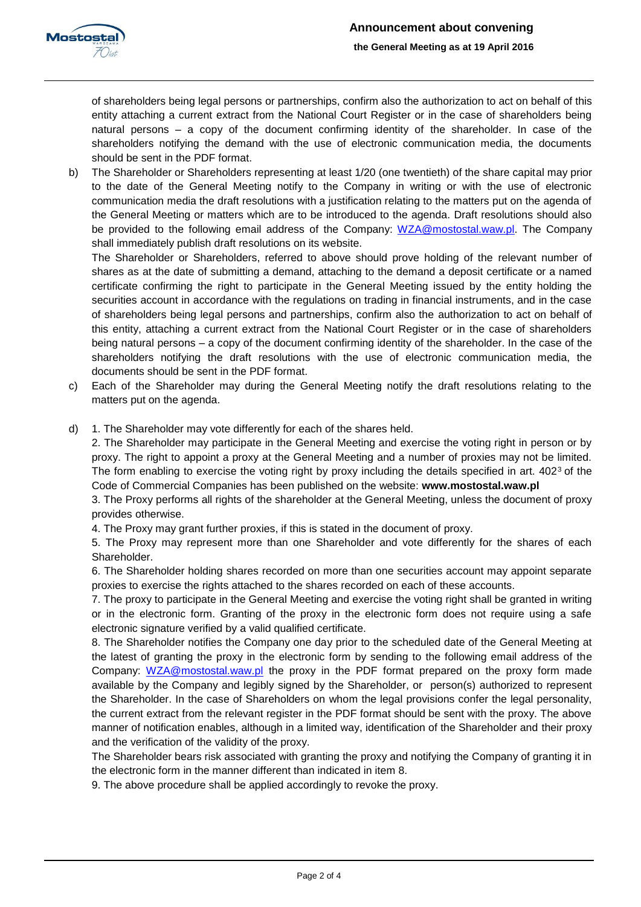of shareholders being legal persons or partnerships, confirm also the authorization to act on behalf of this entity attaching a current extract from the National Court Register or in the case of shareholders being natural persons – a copy of the document confirming identity of the shareholder. In case of the shareholders notifying the demand with the use of electronic communication media, the documents should be sent in the PDF format.

b) The Shareholder or Shareholders representing at least 1/20 (one twentieth) of the share capital may prior to the date of the General Meeting notify to the Company in writing or with the use of electronic communication media the draft resolutions with a justification relating to the matters put on the agenda of the General Meeting or matters which are to be introduced to the agenda. Draft resolutions should also be provided to the following email address of the Company: WZA@mostostal.waw.pl. The Company shall immediately publish draft resolutions on its website.

   The Shareholder or Shareholders, referred to above should prove holding of the relevant number of shares as at the date of submitting a demand, attaching to the demand a deposit certificate or a named certificate confirming the right to participate in the General Meeting issued by the entity holding the securities account in accordance with the regulations on trading in financial instruments, and in the case of shareholders being legal persons and partnerships, confirm also the authorization to act on behalf of this entity, attaching a current extract from the National Court Register or in the case of shareholders being natural persons – a copy of the document confirming identity of the shareholder. In the case of the shareholders notifying the draft resolutions with the use of electronic communication media, the documents should be sent in the PDF format.

c) Each of the Shareholder may during the General Meeting notify the draft resolutions relating to the matters put on the agenda.

d) 1. The Shareholder may vote differently for each of the shares held.

   2. The Shareholder may participate in the General Meeting and exercise the voting right in person or by proxy. The right to appoint a proxy at the General Meeting and a number of proxies may not be limited. The form enabling to exercise the voting right by proxy including the details specified in art. 402[3] of the Code of Commercial Companies has been published on the website: **www.mostostal.waw.pl**

   3. The Proxy performs all rights of the shareholder at the General Meeting, unless the document of proxy provides otherwise.

   4. The Proxy may grant further proxies, if this is stated in the document of proxy.

   5. The Proxy may represent more than one Shareholder and vote differently for the shares of each Shareholder.

   6. The Shareholder holding shares recorded on more than one securities account may appoint separate proxies to exercise the rights attached to the shares recorded on each of these accounts.

   7. The proxy to participate in the General Meeting and exercise the voting right shall be granted in writing or in the electronic form. Granting of the proxy in the electronic form does not require using a safe electronic signature verified by a valid qualified certificate.

   8. The Shareholder notifies the Company one day prior to the scheduled date of the General Meeting at the latest of granting the proxy in the electronic form by sending to the following email address of the Company: WZA@mostostal.waw.pl the proxy in the PDF format prepared on the proxy form made available by the Company and legibly signed by the Shareholder, or person(s) authorized to represent the Shareholder. In the case of Shareholders on whom the legal provisions confer the legal personality, the current extract from the relevant register in the PDF format should be sent with the proxy. The above manner of notification enables, although in a limited way, identification of the Shareholder and their proxy and the verification of the validity of the proxy.

   The Shareholder bears risk associated with granting the proxy and notifying the Company of granting it in the electronic form in the manner different than indicated in item 8.

   9. The above procedure shall be applied accordingly to revoke the proxy.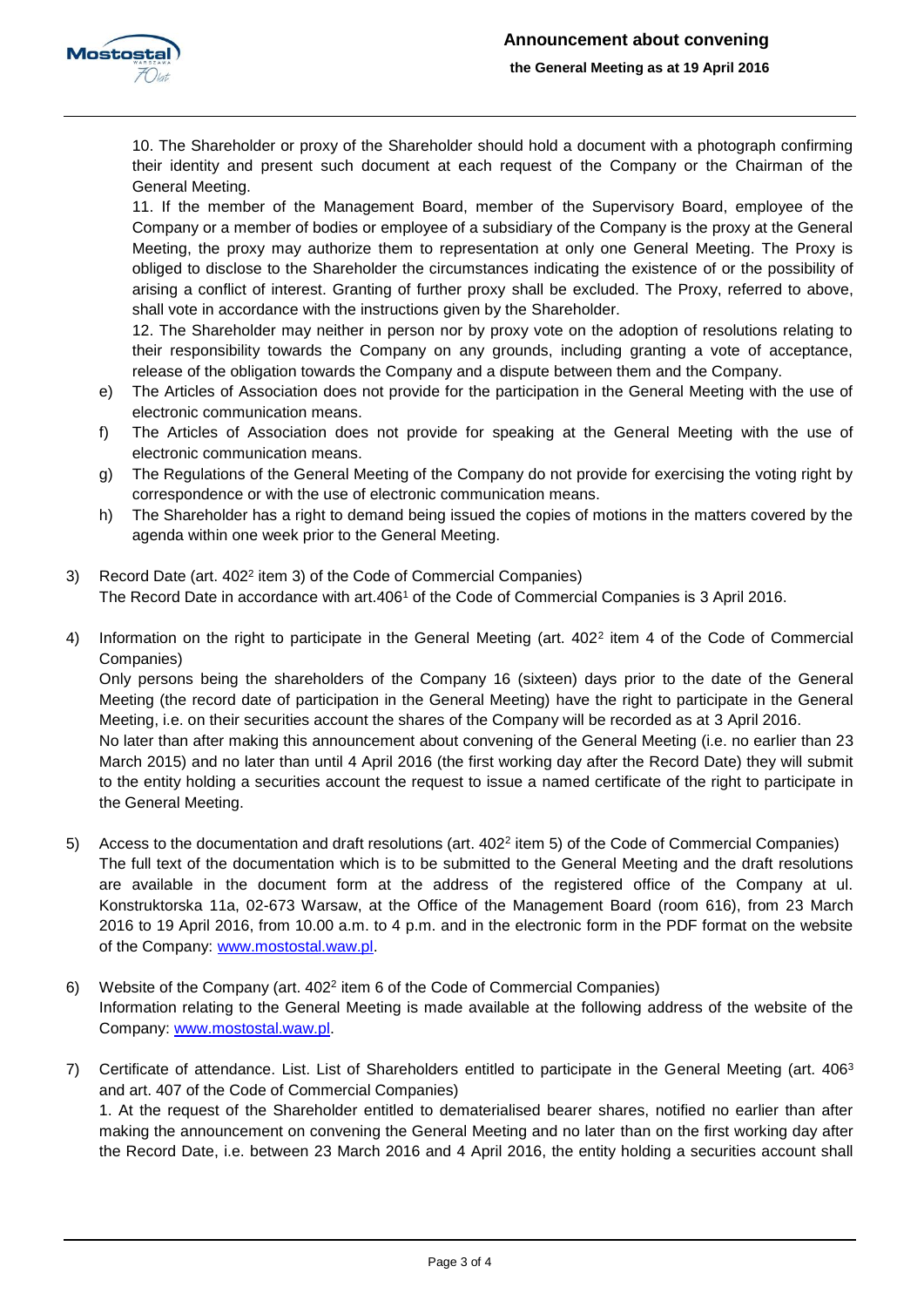10. The Shareholder or proxy of the Shareholder should hold a document with a photograph confirming their identity and present such document at each request of the Company or the Chairman of the General Meeting.

11. If the member of the Management Board, member of the Supervisory Board, employee of the Company or a member of bodies or employee of a subsidiary of the Company is the proxy at the General Meeting, the proxy may authorize them to representation at only one General Meeting. The Proxy is obliged to disclose to the Shareholder the circumstances indicating the existence of or the possibility of arising a conflict of interest. Granting of further proxy shall be excluded. The Proxy, referred to above, shall vote in accordance with the instructions given by the Shareholder.

12. The Shareholder may neither in person nor by proxy vote on the adoption of resolutions relating to their responsibility towards the Company on any grounds, including granting a vote of acceptance, release of the obligation towards the Company and a dispute between them and the Company.

e) The Articles of Association does not provide for the participation in the General Meeting with the use of electronic communication means.

f) The Articles of Association does not provide for speaking at the General Meeting with the use of electronic communication means.

g) The Regulations of the General Meeting of the Company do not provide for exercising the voting right by correspondence or with the use of electronic communication means.

h) The Shareholder has a right to demand being issued the copies of motions in the matters covered by the agenda within one week prior to the General Meeting.

3) Record Date (art. 402[2] item 3) of the Code of Commercial Companies)
The Record Date in accordance with art.406[1] of the Code of Commercial Companies is 3 April 2016.

4) Information on the right to participate in the General Meeting (art. 402[2] item 4 of the Code of Commercial Companies)
Only persons being the shareholders of the Company 16 (sixteen) days prior to the date of the General Meeting (the record date of participation in the General Meeting) have the right to participate in the General Meeting, i.e. on their securities account the shares of the Company will be recorded as at 3 April 2016.
No later than after making this announcement about convening of the General Meeting (i.e. no earlier than 23 March 2015) and no later than until 4 April 2016 (the first working day after the Record Date) they will submit to the entity holding a securities account the request to issue a named certificate of the right to participate in the General Meeting.

5) Access to the documentation and draft resolutions (art. 402[2] item 5) of the Code of Commercial Companies)
The full text of the documentation which is to be submitted to the General Meeting and the draft resolutions are available in the document form at the address of the registered office of the Company at ul. Konstruktorska 11a, 02-673 Warsaw, at the Office of the Management Board (room 616), from 23 March 2016 to 19 April 2016, from 10.00 a.m. to 4 p.m. and in the electronic form in the PDF format on the website of the Company: www.mostostal.waw.pl.

6) Website of the Company (art. 402[2] item 6 of the Code of Commercial Companies)
Information relating to the General Meeting is made available at the following address of the website of the Company: www.mostostal.waw.pl.

7) Certificate of attendance. List. List of Shareholders entitled to participate in the General Meeting (art. 406[3] and art. 407 of the Code of Commercial Companies)
1. At the request of the Shareholder entitled to dematerialised bearer shares, notified no earlier than after making the announcement on convening the General Meeting and no later than on the first working day after the Record Date, i.e. between 23 March 2016 and 4 April 2016, the entity holding a securities account shall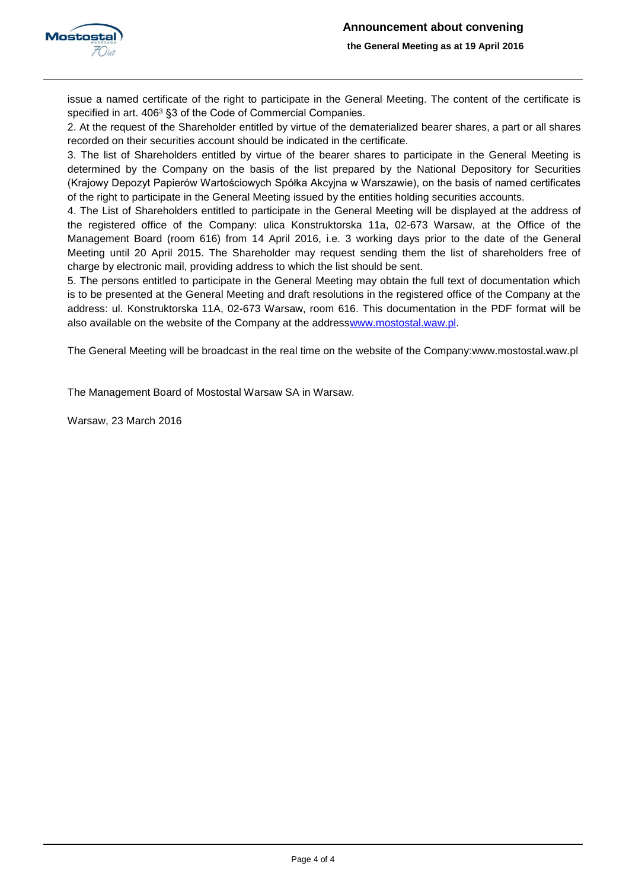issue a named certificate of the right to participate in the General Meeting. The content of the certificate is specified in art. 406[3] §3 of the Code of Commercial Companies.

2. At the request of the Shareholder entitled by virtue of the dematerialized bearer shares, a part or all shares recorded on their securities account should be indicated in the certificate.

3. The list of Shareholders entitled by virtue of the bearer shares to participate in the General Meeting is determined by the Company on the basis of the list prepared by the National Depository for Securities (Krajowy Depozyt Papierów Wartościowych Spółka Akcyjna w Warszawie), on the basis of named certificates of the right to participate in the General Meeting issued by the entities holding securities accounts.

4. The List of Shareholders entitled to participate in the General Meeting will be displayed at the address of the registered office of the Company: ulica Konstruktorska 11a, 02-673 Warsaw, at the Office of the Management Board (room 616) from 14 April 2016, i.e. 3 working days prior to the date of the General Meeting until 20 April 2015. The Shareholder may request sending them the list of shareholders free of charge by electronic mail, providing address to which the list should be sent.

5. The persons entitled to participate in the General Meeting may obtain the full text of documentation which is to be presented at the General Meeting and draft resolutions in the registered office of the Company at the address: ul. Konstruktorska 11A, 02-673 Warsaw, room 616. This documentation in the PDF format will be also available on the website of the Company at the addresswww.mostostal.waw.pl.

The General Meeting will be broadcast in the real time on the website of the Company:www.mostostal.waw.pl

The Management Board of Mostostal Warsaw SA in Warsaw.

Warsaw, 23 March 2016